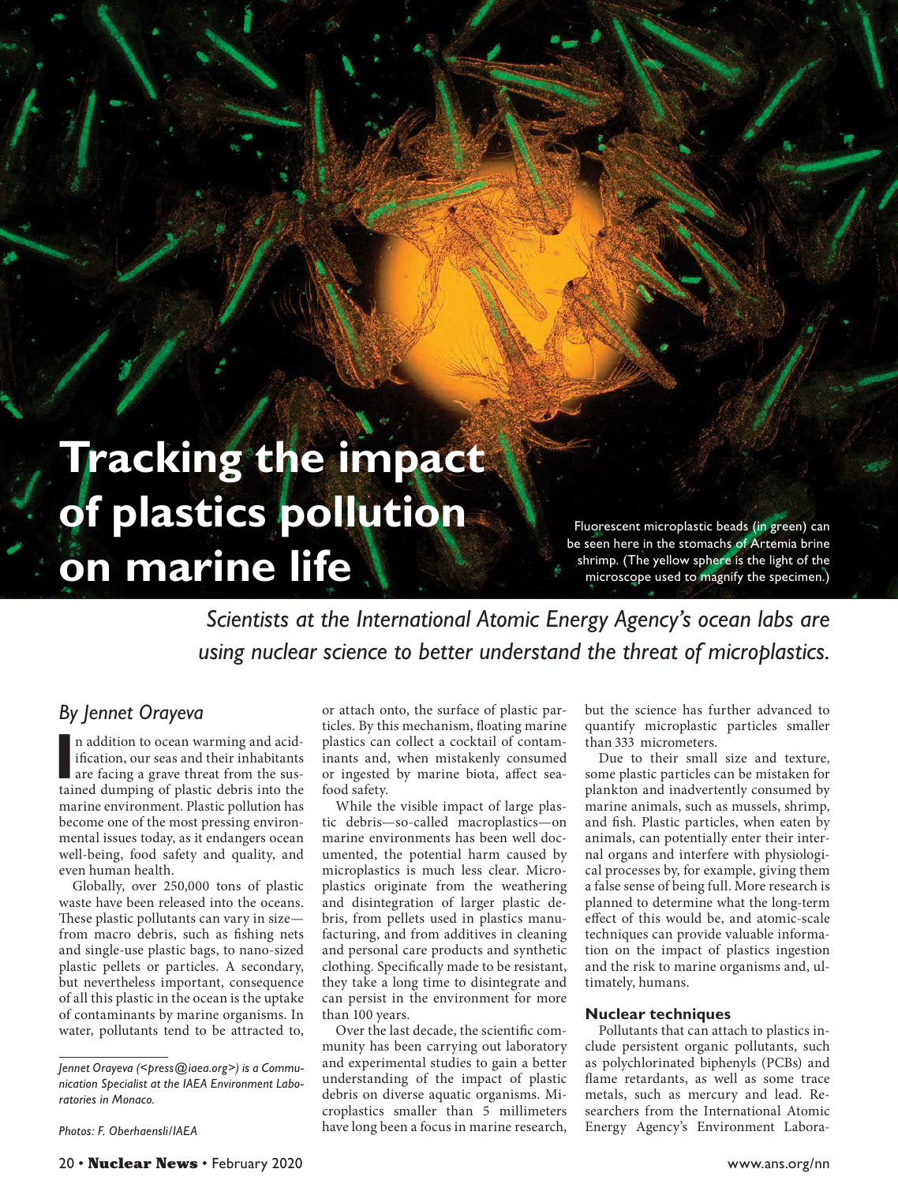# Tracking the impact of plastics pollution on marine life

Fluorescent microplastic beads (in green) can be seen here in the stomachs of Artemia brine shrimp. (The yellow sphere is the light of the microscope used to magnify the specimen.)

*Scientists at the International Atomic Energy Agency's ocean labs are using nuclear science to better understand the threat of microplastics.*

*By Jennet Orayeva*

In addition to ocean warming and acidification, our seas and their inhabitants are facing a grave threat from the sustained dumping of plastic debris into the marine environment. Plastic pollution has become one of the most pressing environmental issues today, as it endangers ocean well-being, food safety and quality, and even human health.

Globally, over 250,000 tons of plastic waste have been released into the oceans. These plastic pollutants can vary in size—from macro debris, such as fishing nets and single-use plastic bags, to nano-sized plastic pellets or particles. A secondary, but nevertheless important, consequence of all this plastic in the ocean is the uptake of contaminants by marine organisms. In water, pollutants tend to be attracted to, or attach onto, the surface of plastic particles. By this mechanism, floating marine plastics can collect a cocktail of contaminants and, when mistakenly consumed or ingested by marine biota, affect seafood safety.

While the visible impact of large plastic debris—so-called macroplastics—on marine environments has been well documented, the potential harm caused by microplastics is much less clear. Microplastics originate from the weathering and disintegration of larger plastic debris, from pellets used in plastics manufacturing, and from additives in cleaning and personal care products and synthetic clothing. Specifically made to be resistant, they take a long time to disintegrate and can persist in the environment for more than 100 years.

Over the last decade, the scientific community has been carrying out laboratory and experimental studies to gain a better understanding of the impact of plastic debris on diverse aquatic organisms. Microplastics smaller than 5 millimeters have long been a focus in marine research, but the science has further advanced to quantify microplastic particles smaller than 333 micrometers.

Due to their small size and texture, some plastic particles can be mistaken for plankton and inadvertently consumed by marine animals, such as mussels, shrimp, and fish. Plastic particles, when eaten by animals, can potentially enter their internal organs and interfere with physiological processes by, for example, giving them a false sense of being full. More research is planned to determine what the long-term effect of this would be, and atomic-scale techniques can provide valuable information on the impact of plastics ingestion and the risk to marine organisms and, ultimately, humans.

### Nuclear techniques

Pollutants that can attach to plastics include persistent organic pollutants, such as polychlorinated biphenyls (PCBs) and flame retardants, as well as some trace metals, such as mercury and lead. Researchers from the International Atomic Energy Agency's Environment Labora-

*Jennet Orayeva (<press@iaea.org>) is a Communication Specialist at the IAEA Environment Laboratories in Monaco.*

*Photos: F. Oberhaensli/IAEA*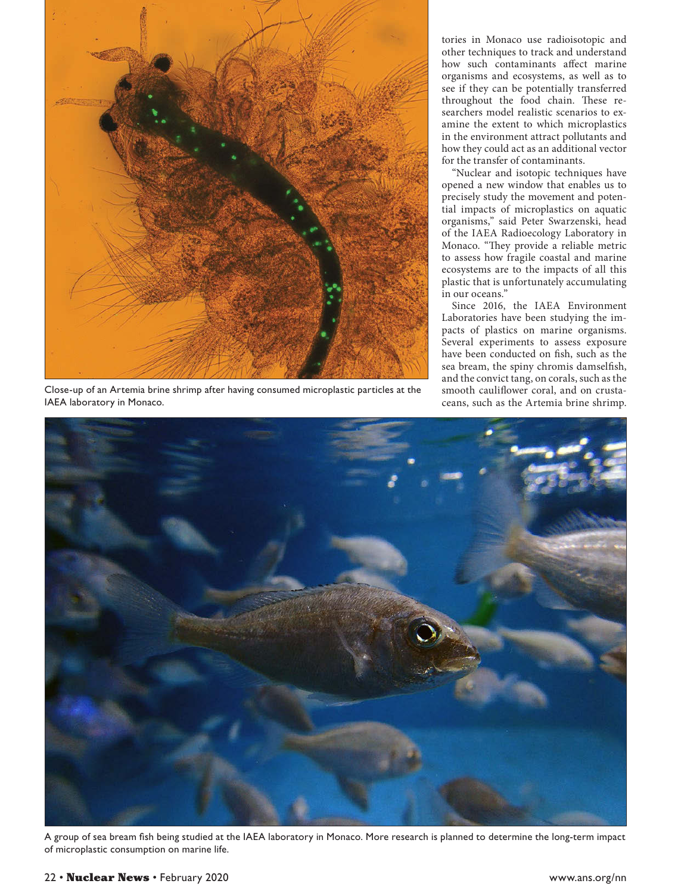Close-up of an Artemia brine shrimp after having consumed microplastic particles at the IAEA laboratory in Monaco.

tories in Monaco use radioisotopic and other techniques to track and understand how such contaminants affect marine organisms and ecosystems, as well as to see if they can be potentially transferred throughout the food chain. These researchers model realistic scenarios to examine the extent to which microplastics in the environment attract pollutants and how they could act as an additional vector for the transfer of contaminants.

"Nuclear and isotopic techniques have opened a new window that enables us to precisely study the movement and potential impacts of microplastics on aquatic organisms," said Peter Swarzenski, head of the IAEA Radioecology Laboratory in Monaco. "They provide a reliable metric to assess how fragile coastal and marine ecosystems are to the impacts of all this plastic that is unfortunately accumulating in our oceans."

Since 2016, the IAEA Environment Laboratories have been studying the impacts of plastics on marine organisms. Several experiments to assess exposure have been conducted on fish, such as the sea bream, the spiny chromis damselfish, and the convict tang, on corals, such as the smooth cauliflower coral, and on crustaceans, such as the Artemia brine shrimp.

A group of sea bream fish being studied at the IAEA laboratory in Monaco. More research is planned to determine the long-term impact of microplastic consumption on marine life.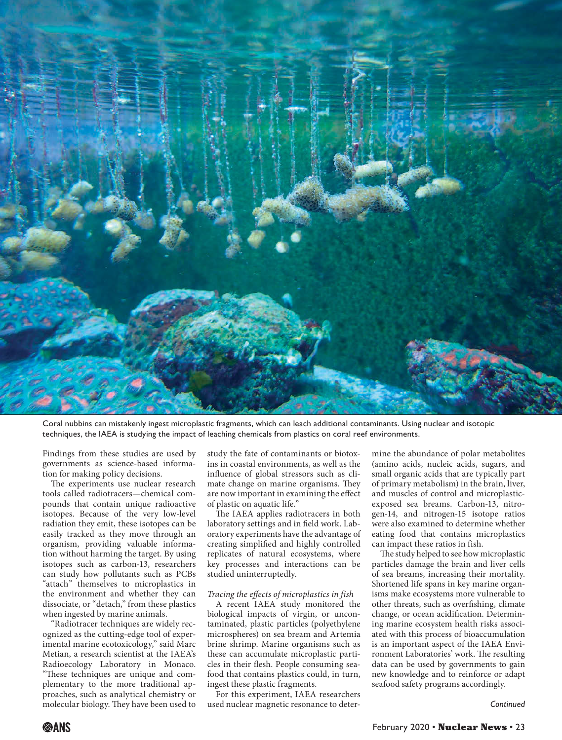Coral nubbins can mistakenly ingest microplastic fragments, which can leach additional contaminants. Using nuclear and isotopic techniques, the IAEA is studying the impact of leaching chemicals from plastics on coral reef environments.

Findings from these studies are used by governments as science-based information for making policy decisions.

The experiments use nuclear research tools called radiotracers—chemical compounds that contain unique radioactive isotopes. Because of the very low-level radiation they emit, these isotopes can be easily tracked as they move through an organism, providing valuable information without harming the target. By using isotopes such as carbon-13, researchers can study how pollutants such as PCBs "attach" themselves to microplastics in the environment and whether they can dissociate, or "detach," from these plastics when ingested by marine animals.

"Radiotracer techniques are widely recognized as the cutting-edge tool of experimental marine ecotoxicology," said Marc Metian, a research scientist at the IAEA's Radioecology Laboratory in Monaco. "These techniques are unique and complementary to the more traditional approaches, such as analytical chemistry or molecular biology. They have been used to study the fate of contaminants or biotoxins in coastal environments, as well as the influence of global stressors such as climate change on marine organisms. They are now important in examining the effect of plastic on aquatic life."

The IAEA applies radiotracers in both laboratory settings and in field work. Laboratory experiments have the advantage of creating simplified and highly controlled replicates of natural ecosystems, where key processes and interactions can be studied uninterruptedly.

*Tracing the effects of microplastics in fish*

A recent IAEA study monitored the biological impacts of virgin, or uncontaminated, plastic particles (polyethylene microspheres) on sea bream and Artemia brine shrimp. Marine organisms such as these can accumulate microplastic particles in their flesh. People consuming seafood that contains plastics could, in turn, ingest these plastic fragments.

For this experiment, IAEA researchers used nuclear magnetic resonance to determine the abundance of polar metabolites (amino acids, nucleic acids, sugars, and small organic acids that are typically part of primary metabolism) in the brain, liver, and muscles of control and microplastic-exposed sea breams. Carbon-13, nitrogen-14, and nitrogen-15 isotope ratios were also examined to determine whether eating food that contains microplastics can impact these ratios in fish.

The study helped to see how microplastic particles damage the brain and liver cells of sea breams, increasing their mortality. Shortened life spans in key marine organisms make ecosystems more vulnerable to other threats, such as overfishing, climate change, or ocean acidification. Determining marine ecosystem health risks associated with this process of bioaccumulation is an important aspect of the IAEA Environment Laboratories' work. The resulting data can be used by governments to gain new knowledge and to reinforce or adapt seafood safety programs accordingly.

*Continued*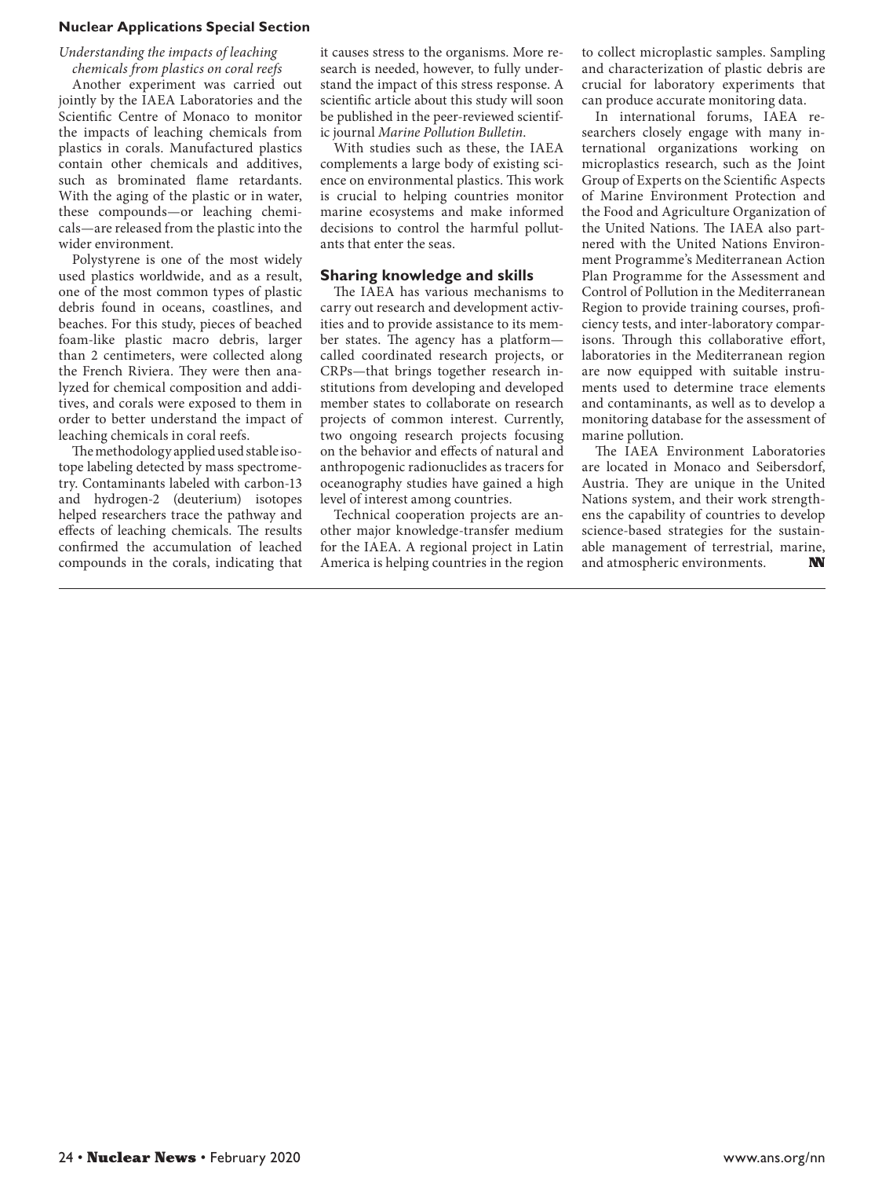*Understanding the impacts of leaching chemicals from plastics on coral reefs*

Another experiment was carried out jointly by the IAEA Laboratories and the Scientific Centre of Monaco to monitor the impacts of leaching chemicals from plastics in corals. Manufactured plastics contain other chemicals and additives, such as brominated flame retardants. With the aging of the plastic or in water, these compounds—or leaching chemicals—are released from the plastic into the wider environment.

Polystyrene is one of the most widely used plastics worldwide, and as a result, one of the most common types of plastic debris found in oceans, coastlines, and beaches. For this study, pieces of beached foam-like plastic macro debris, larger than 2 centimeters, were collected along the French Riviera. They were then analyzed for chemical composition and additives, and corals were exposed to them in order to better understand the impact of leaching chemicals in coral reefs.

The methodology applied used stable isotope labeling detected by mass spectrometry. Contaminants labeled with carbon-13 and hydrogen-2 (deuterium) isotopes helped researchers trace the pathway and effects of leaching chemicals. The results confirmed the accumulation of leached compounds in the corals, indicating that it causes stress to the organisms. More research is needed, however, to fully understand the impact of this stress response. A scientific article about this study will soon be published in the peer-reviewed scientific journal *Marine Pollution Bulletin*.

With studies such as these, the IAEA complements a large body of existing science on environmental plastics. This work is crucial to helping countries monitor marine ecosystems and make informed decisions to control the harmful pollutants that enter the seas.

## Sharing knowledge and skills

The IAEA has various mechanisms to carry out research and development activities and to provide assistance to its member states. The agency has a platform—called coordinated research projects, or CRPs—that brings together research institutions from developing and developed member states to collaborate on research projects of common interest. Currently, two ongoing research projects focusing on the behavior and effects of natural and anthropogenic radionuclides as tracers for oceanography studies have gained a high level of interest among countries.

Technical cooperation projects are another major knowledge-transfer medium for the IAEA. A regional project in Latin America is helping countries in the region to collect microplastic samples. Sampling and characterization of plastic debris are crucial for laboratory experiments that can produce accurate monitoring data.

In international forums, IAEA researchers closely engage with many international organizations working on microplastics research, such as the Joint Group of Experts on the Scientific Aspects of Marine Environment Protection and the Food and Agriculture Organization of the United Nations. The IAEA also partnered with the United Nations Environment Programme's Mediterranean Action Plan Programme for the Assessment and Control of Pollution in the Mediterranean Region to provide training courses, proficiency tests, and inter-laboratory comparisons. Through this collaborative effort, laboratories in the Mediterranean region are now equipped with suitable instruments used to determine trace elements and contaminants, as well as to develop a monitoring database for the assessment of marine pollution.

The IAEA Environment Laboratories are located in Monaco and Seibersdorf, Austria. They are unique in the United Nations system, and their work strengthens the capability of countries to develop science-based strategies for the sustainable management of terrestrial, marine, and atmospheric environments. **NN**